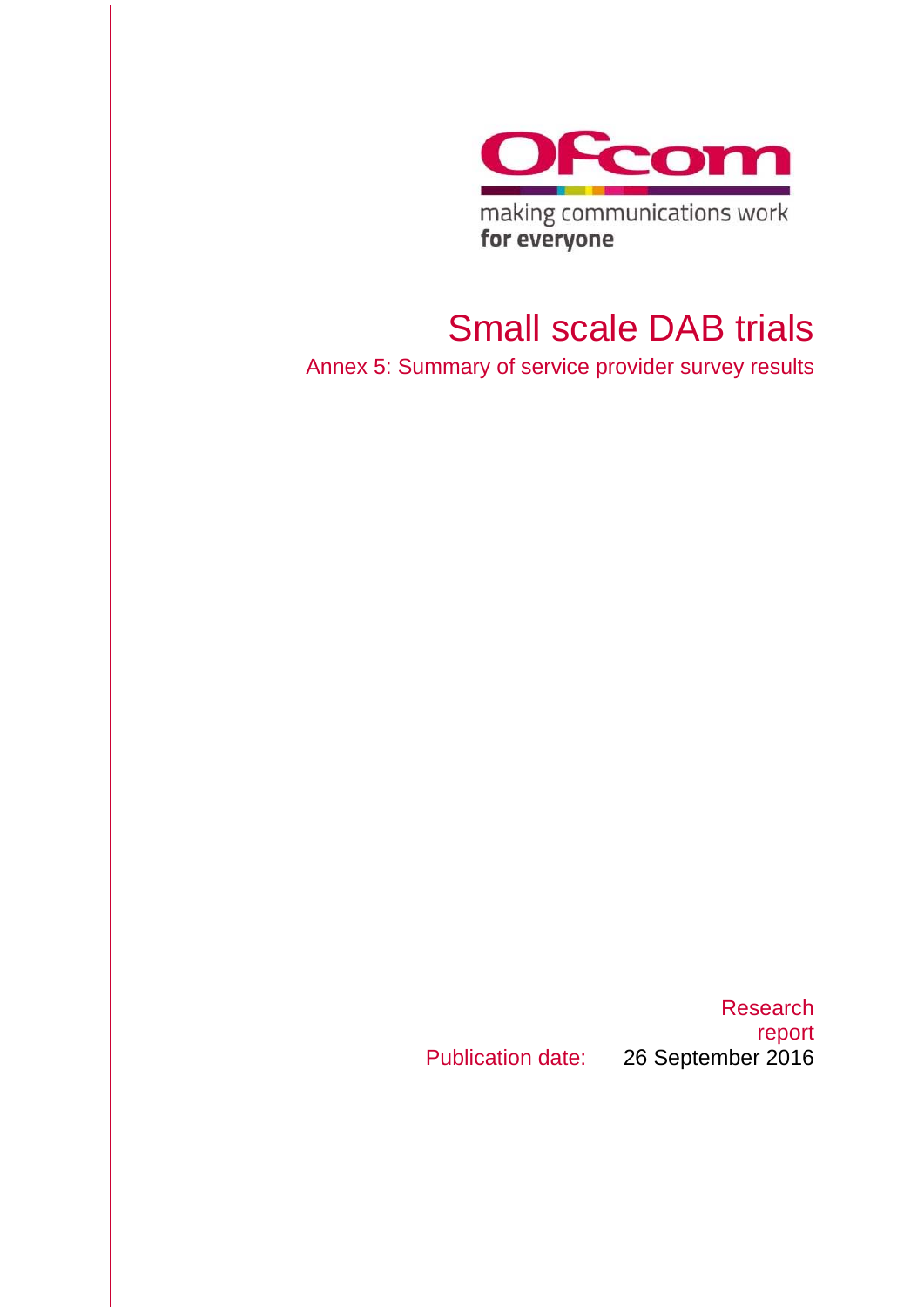Ofcom

making communications work
for everyone

# Small scale DAB trials

## Annex 5: Summary of service provider survey results

Research report

Publication date: 26 September 2016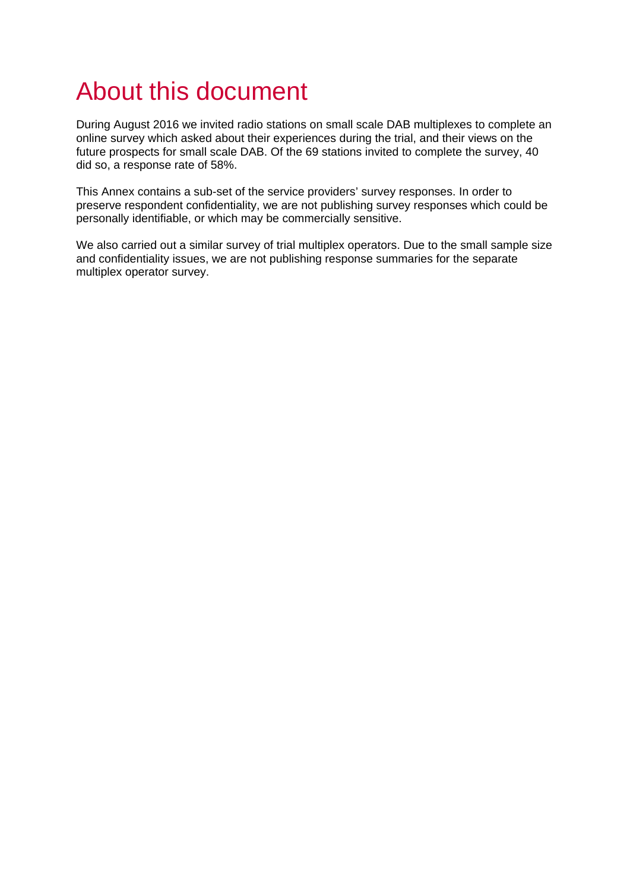# About this document

During August 2016 we invited radio stations on small scale DAB multiplexes to complete an online survey which asked about their experiences during the trial, and their views on the future prospects for small scale DAB. Of the 69 stations invited to complete the survey, 40 did so, a response rate of 58%.

This Annex contains a sub-set of the service providers' survey responses. In order to preserve respondent confidentiality, we are not publishing survey responses which could be personally identifiable, or which may be commercially sensitive.

We also carried out a similar survey of trial multiplex operators. Due to the small sample size and confidentiality issues, we are not publishing response summaries for the separate multiplex operator survey.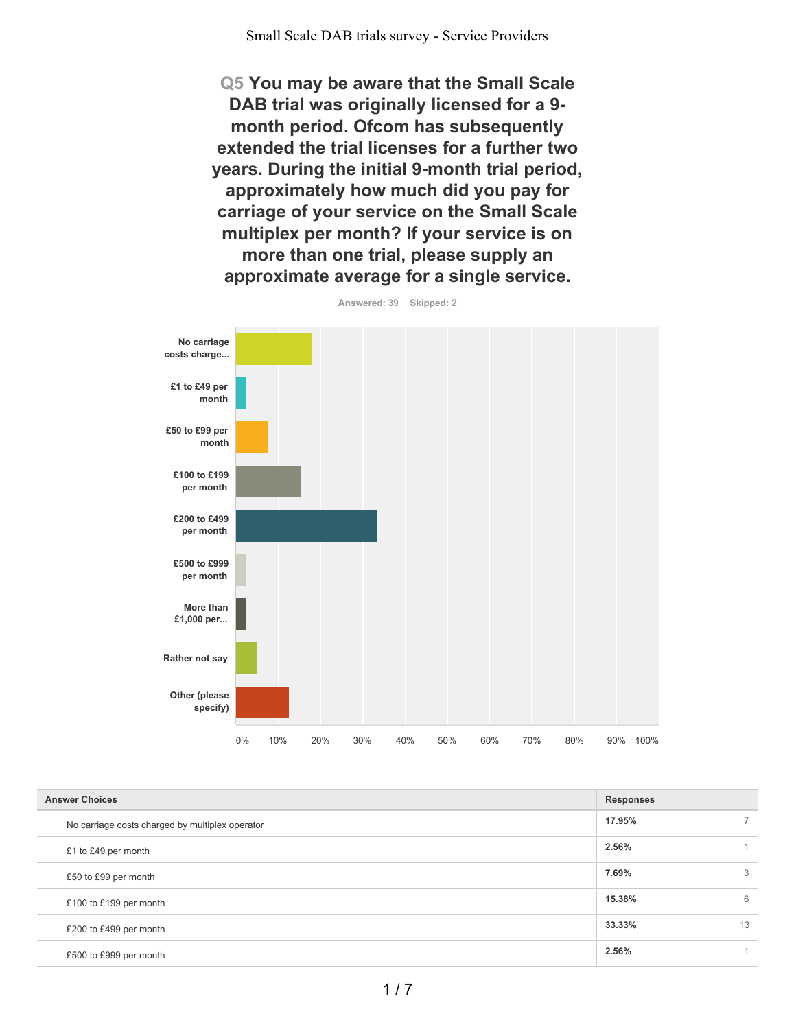## Q5 You may be aware that the Small Scale DAB trial was originally licensed for a 9-month period. Ofcom has subsequently extended the trial licenses for a further two years. During the initial 9-month trial period, approximately how much did you pay for carriage of your service on the Small Scale multiplex per month? If your service is on more than one trial, please supply an approximate average for a single service.

Answered: 39 Skipped: 2

| Answer Choices | Responses | |
|---|---|---|
| No carriage costs charged by multiplex operator | 17.95% | 7 |
| £1 to £49 per month | 2.56% | 1 |
| £50 to £99 per month | 7.69% | 3 |
| £100 to £199 per month | 15.38% | 6 |
| £200 to £499 per month | 33.33% | 13 |
| £500 to £999 per month | 2.56% | 1 |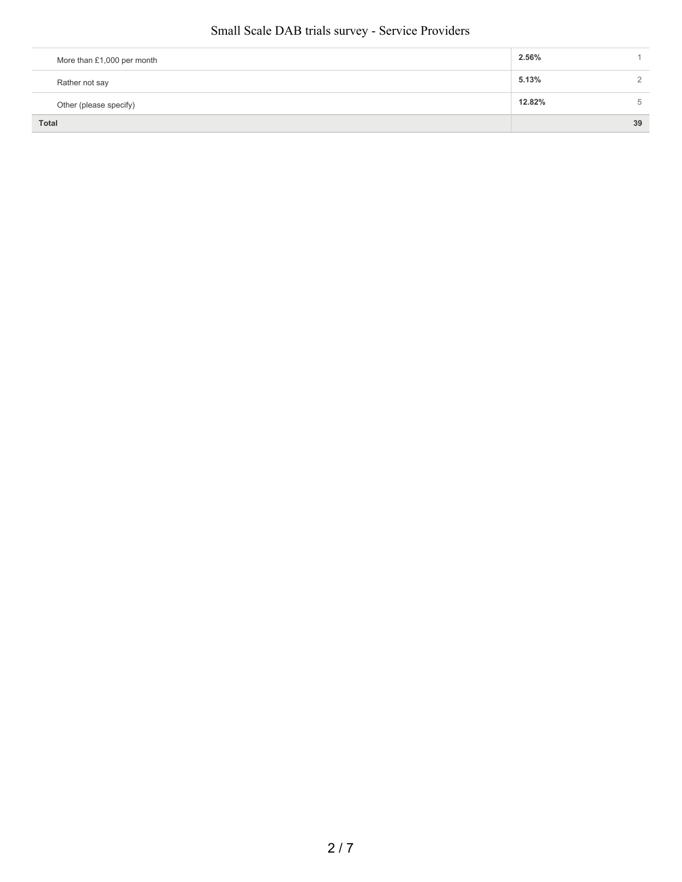| | | |
|---|---|---|
| More than £1,000 per month | **2.56%** | 1 |
| Rather not say | **5.13%** | 2 |
| Other (please specify) | **12.82%** | 5 |
| **Total** | | **39** |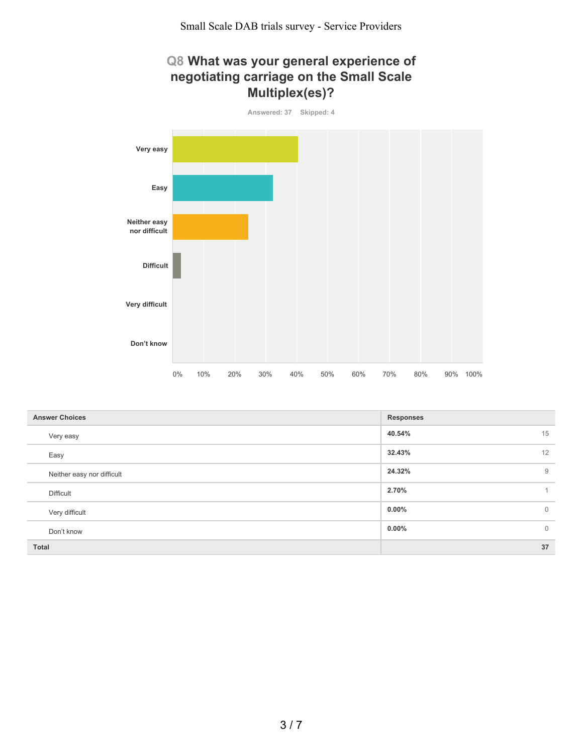## Q8 What was your general experience of negotiating carriage on the Small Scale Multiplex(es)?

Answered: 37 Skipped: 4

| Answer Choices | Responses | |
|---|---|---|
| Very easy | 40.54% | 15 |
| Easy | 32.43% | 12 |
| Neither easy nor difficult | 24.32% | 9 |
| Difficult | 2.70% | 1 |
| Very difficult | 0.00% | 0 |
| Don't know | 0.00% | 0 |
| **Total** | | **37** |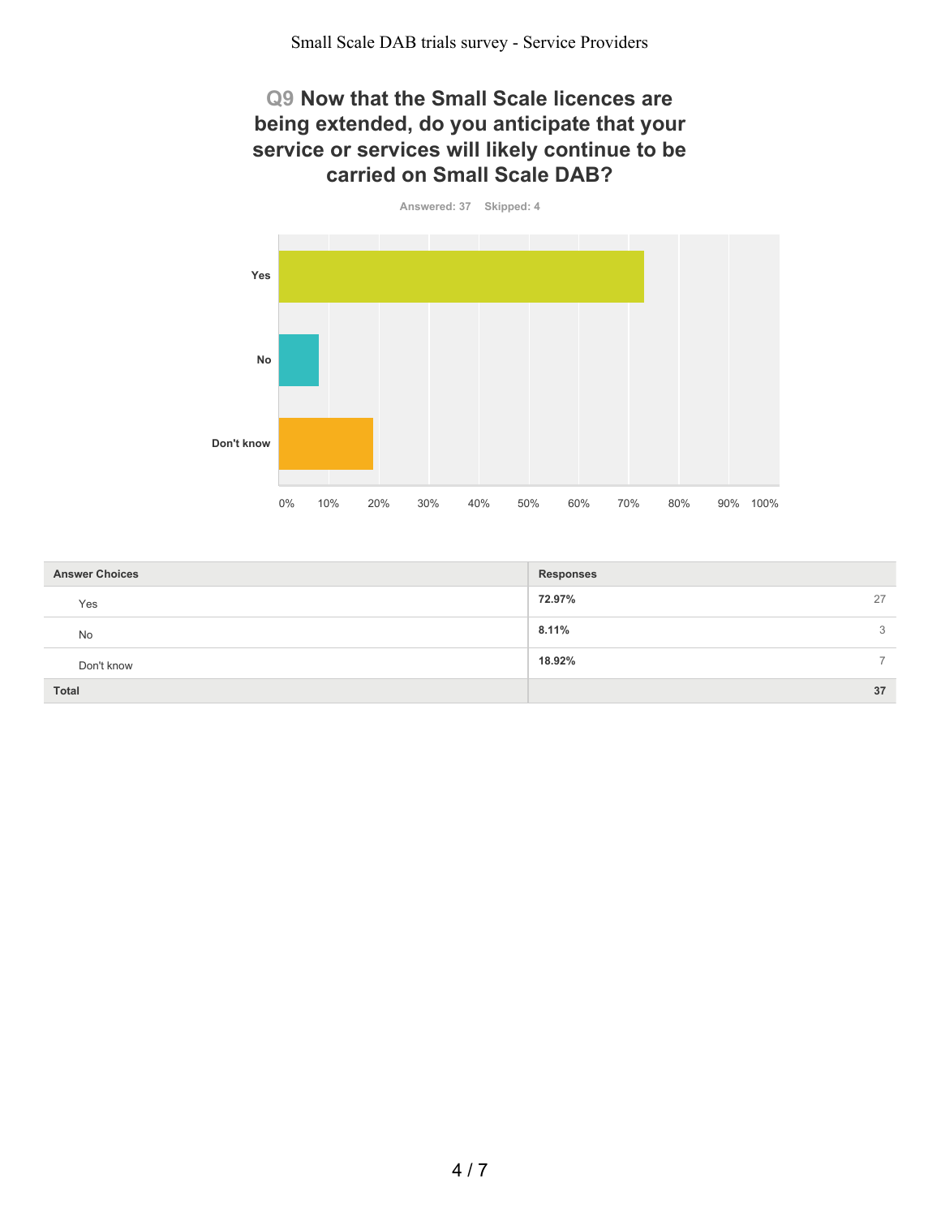## Q9 Now that the Small Scale licences are being extended, do you anticipate that your service or services will likely continue to be carried on Small Scale DAB?

Answered: 37 Skipped: 4

| Answer Choices | Responses | |
|---|---|---|
| Yes | **72.97%** | 27 |
| No | **8.11%** | 3 |
| Don't know | **18.92%** | 7 |
| **Total** | | **37** |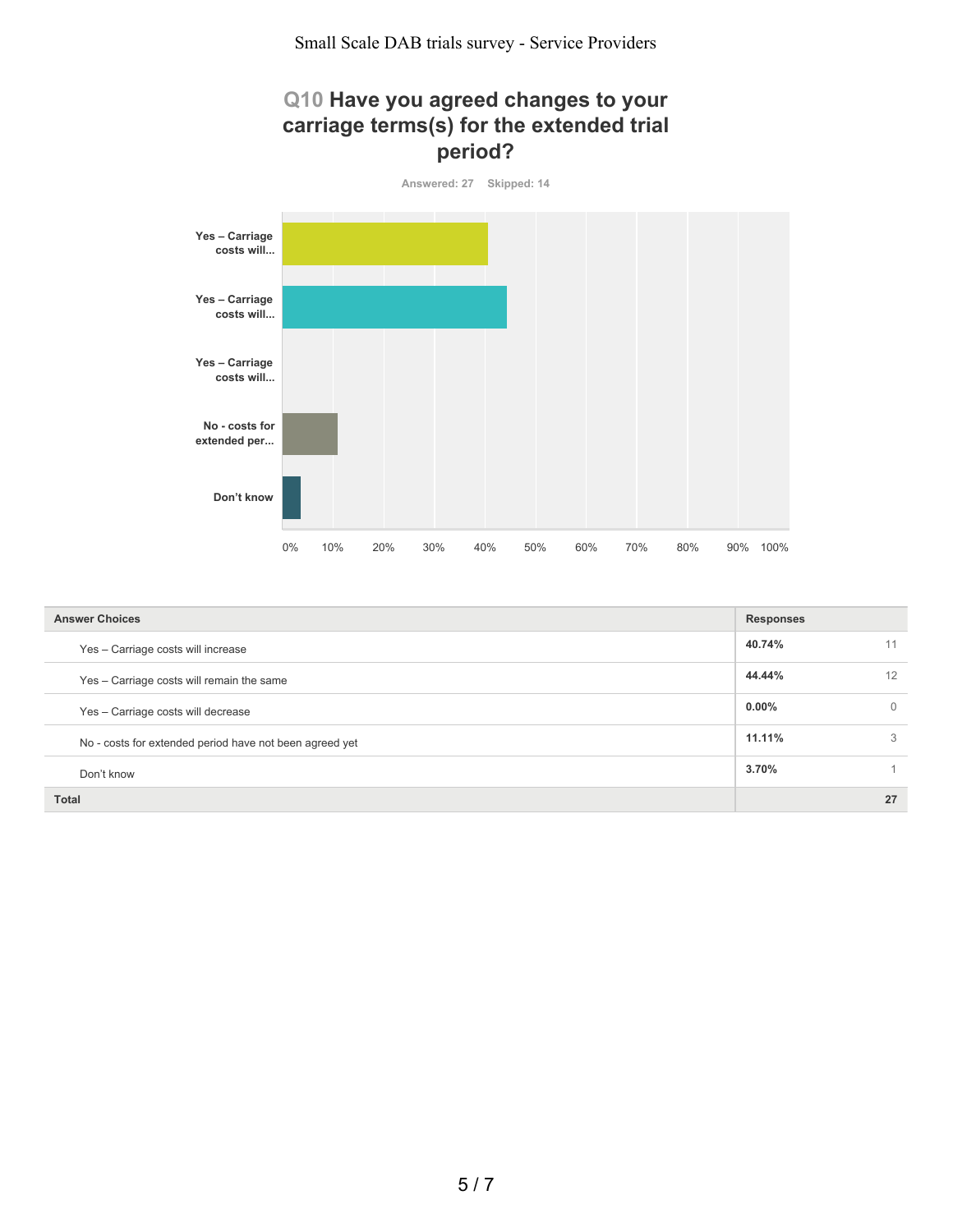## Q10 Have you agreed changes to your carriage terms(s) for the extended trial period?

Answered: 27 Skipped: 14

| Answer Choices | Responses | |
|---|---|---|
| Yes – Carriage costs will increase | 40.74% | 11 |
| Yes – Carriage costs will remain the same | 44.44% | 12 |
| Yes – Carriage costs will decrease | 0.00% | 0 |
| No - costs for extended period have not been agreed yet | 11.11% | 3 |
| Don't know | 3.70% | 1 |
| **Total** | | **27** |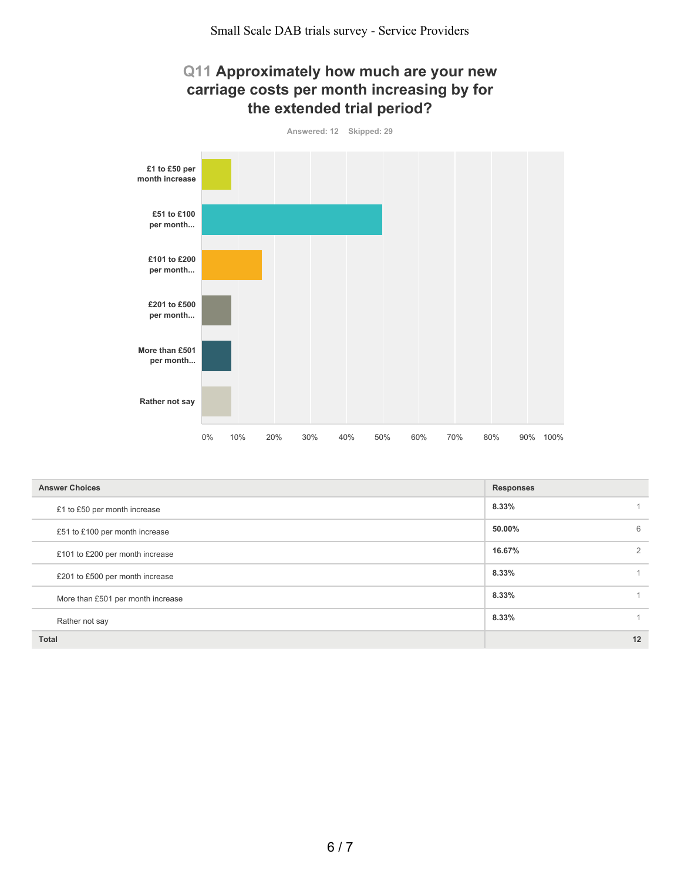## Q11 Approximately how much are your new carriage costs per month increasing by for the extended trial period?

Answered: 12 Skipped: 29

| Answer Choices | Responses | |
|---|---|---|
| £1 to £50 per month increase | 8.33% | 1 |
| £51 to £100 per month increase | 50.00% | 6 |
| £101 to £200 per month increase | 16.67% | 2 |
| £201 to £500 per month increase | 8.33% | 1 |
| More than £501 per month increase | 8.33% | 1 |
| Rather not say | 8.33% | 1 |
| **Total** | | **12** |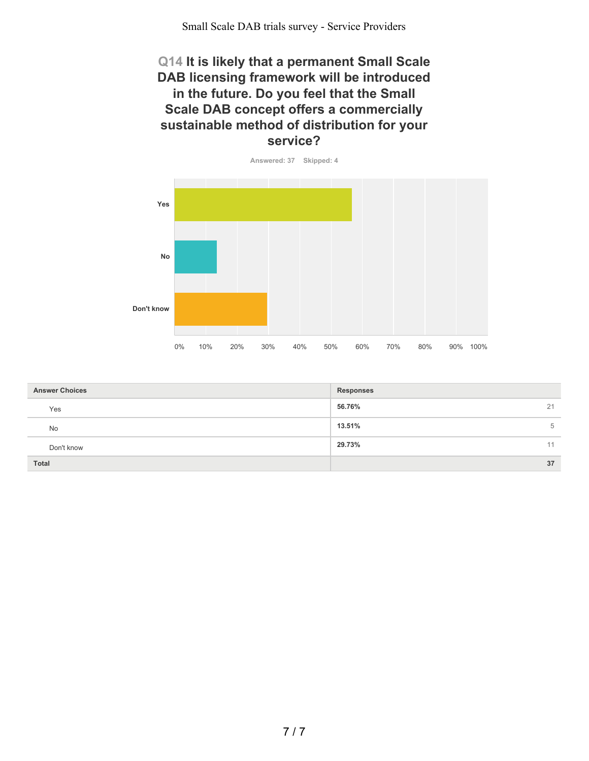## Q14 It is likely that a permanent Small Scale DAB licensing framework will be introduced in the future. Do you feel that the Small Scale DAB concept offers a commercially sustainable method of distribution for your service?

Answered: 37 Skipped: 4

Yes

No

Don't know

0% 10% 20% 30% 40% 50% 60% 70% 80% 90% 100%

| Answer Choices | Responses | |
|---|---|---|
| Yes | **56.76%** | 21 |
| No | **13.51%** | 5 |
| Don't know | **29.73%** | 11 |
| **Total** | | **37** |